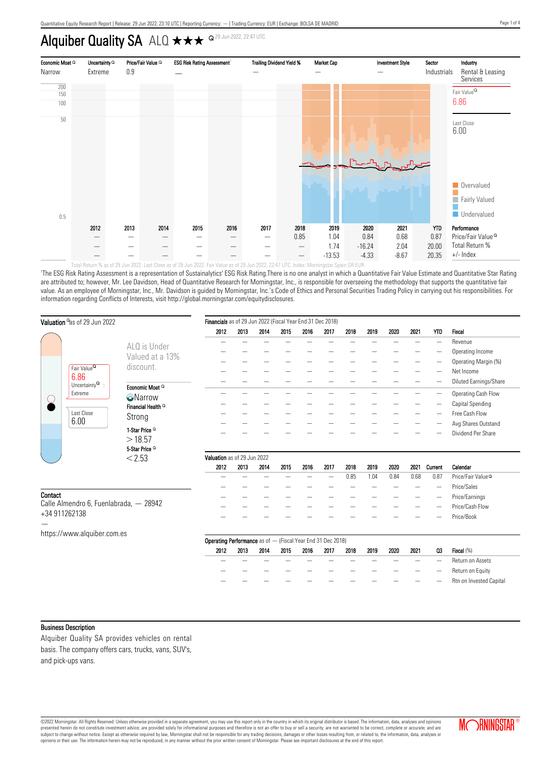# Alquiber Quality SA ALQ ★★★ 29 Jun 2022, 22:47 UTC

| Economic Moat | Uncertainty | Price/Fair Value | ESG Risk Rating Assessment[1] | Trailing Dividend Yield % | Market Cap | Investment Style | Sector | Industry |
|---|---|---|---|---|---|---|---|---|
| Narrow | Extreme | 0.9 | — | — | — | — | Industrials | Rental & Leasing Services |

Fair Value: 6.86

Last Close: 6.00

Overvalued / Fairly Valued / Undervalued

| | 2012 | 2013 | 2014 | 2015 | 2016 | 2017 | 2018 | 2019 | 2020 | 2021 | YTD | Performance |
|---|---|---|---|---|---|---|---|---|---|---|---|---|
| | — | — | — | — | — | — | 0.85 | 1.04 | 0.84 | 0.68 | 0.87 | Price/Fair Value |
| | — | — | — | — | — | — | — | 1.74 | -16.24 | 2.04 | 20.00 | Total Return % |
| | — | — | — | — | — | — | — | -13.53 | -4.33 | -8.67 | 20.35 | +/- Index |

Total Return % as of 29 Jun 2022. Last Close as of 29 Jun 2022. Fair Value as of 29 Jun 2022, 22:47 UTC. Index: Morningstar Spain GR EUR.

[1]The ESG Risk Rating Assessment is a representation of Sustainalytics' ESG Risk Rating.There is no one analyst in which a Quantitative Fair Value Estimate and Quantitative Star Rating are attributed to; however, Mr. Lee Davidson, Head of Quantitative Research for Morningstar, Inc., is responsible for overseeing the methodology that supports the quantitative fair value. As an employee of Morningstar, Inc., Mr. Davidson is guided by Morningstar, Inc.'s Code of Ethics and Personal Securities Trading Policy in carrying out his responsibilities. For information regarding Conflicts of Interests, visit http://global.morningstar.com/equitydisclosures.

## Valuation as of 29 Jun 2022

Fair Value: 6.86

Uncertainty: Extreme

Last Close: 6.00

ALQ is Under Valued at a 13% discount.

**Economic Moat:** Narrow

**Financial Health:** Strong

**1-Star Price:** > 18.57

**5-Star Price:** < 2.53

## Contact

Calle Almendro 6, Fuenlabrada, — 28942

+34 911262138

—

https://www.alquiber.com.es

## Financials as of 29 Jun 2022 (Fiscal Year End 31 Dec 2018)

| 2012 | 2013 | 2014 | 2015 | 2016 | 2017 | 2018 | 2019 | 2020 | 2021 | YTD | Fiscal |
|---|---|---|---|---|---|---|---|---|---|---|---|
| — | — | — | — | — | — | — | — | — | — | — | Revenue |
| — | — | — | — | — | — | — | — | — | — | — | Operating Income |
| — | — | — | — | — | — | — | — | — | — | — | Operating Margin (%) |
| — | — | — | — | — | — | — | — | — | — | — | Net Income |
| — | — | — | — | — | — | — | — | — | — | — | Diluted Earnings/Share |
| — | — | — | — | — | — | — | — | — | — | — | Operating Cash Flow |
| — | — | — | — | — | — | — | — | — | — | — | Capital Spending |
| — | — | — | — | — | — | — | — | — | — | — | Free Cash Flow |
| — | — | — | — | — | — | — | — | — | — | — | Avg Shares Outstand |
| — | — | — | — | — | — | — | — | — | — | — | Dividend Per Share |

## Valuation as of 29 Jun 2022

| 2012 | 2013 | 2014 | 2015 | 2016 | 2017 | 2018 | 2019 | 2020 | 2021 | Current | Calendar |
|---|---|---|---|---|---|---|---|---|---|---|---|
| — | — | — | — | — | — | 0.85 | 1.04 | 0.84 | 0.68 | 0.87 | Price/Fair Value |
| — | — | — | — | — | — | — | — | — | — | — | Price/Sales |
| — | — | — | — | — | — | — | — | — | — | — | Price/Earnings |
| — | — | — | — | — | — | — | — | — | — | — | Price/Cash Flow |
| — | — | — | — | — | — | — | — | — | — | — | Price/Book |

## Operating Performance as of — (Fiscal Year End 31 Dec 2018)

| 2012 | 2013 | 2014 | 2015 | 2016 | 2017 | 2018 | 2019 | 2020 | 2021 | Q3 | Fiscal (%) |
|---|---|---|---|---|---|---|---|---|---|---|---|
| — | — | — | — | — | — | — | — | — | — | — | Return on Assets |
| — | — | — | — | — | — | — | — | — | — | — | Return on Equity |
| — | — | — | — | — | — | — | — | — | — | — | Rtn on Invested Capital |

## Business Description

Alquiber Quality SA provides vehicles on rental basis. The company offers cars, trucks, vans, SUV's, and pick-ups vans.

©2022 Morningstar. All Rights Reserved. Unless otherwise provided in a separate agreement, you may use this report only in the country in which its original distributor is based. The information, data, analyses and opinions presented herein do not constitute investment advice; are provided solely for informational purposes and therefore is not an offer to buy or sell a security; are not warranted to be correct, complete or accurate; and are subject to change without notice. Except as otherwise required by law, Morningstar shall not be responsible for any trading decisions, damages or other losses resulting from, or related to, the information, data, analyses or opinions or their use. The information herein may not be reproduced, in any manner without the prior written consent of Morningstar. Please see important disclosures at the end of this report.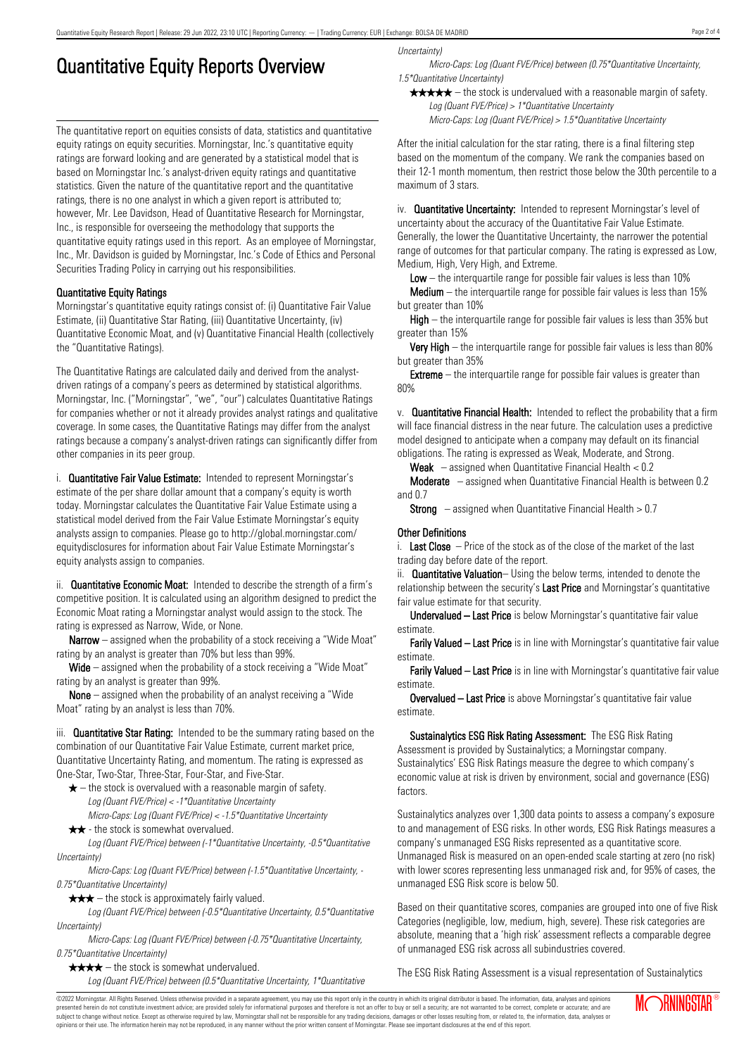# Quantitative Equity Reports Overview

The quantitative report on equities consists of data, statistics and quantitative equity ratings on equity securities. Morningstar, Inc.'s quantitative equity ratings are forward looking and are generated by a statistical model that is based on Morningstar Inc.'s analyst-driven equity ratings and quantitative statistics. Given the nature of the quantitative report and the quantitative ratings, there is no one analyst in which a given report is attributed to; however, Mr. Lee Davidson, Head of Quantitative Research for Morningstar, Inc., is responsible for overseeing the methodology that supports the quantitative equity ratings used in this report. As an employee of Morningstar, Inc., Mr. Davidson is guided by Morningstar, Inc.'s Code of Ethics and Personal Securities Trading Policy in carrying out his responsibilities.

### Quantitative Equity Ratings

Morningstar's quantitative equity ratings consist of: (i) Quantitative Fair Value Estimate, (ii) Quantitative Star Rating, (iii) Quantitative Uncertainty, (iv) Quantitative Economic Moat, and (v) Quantitative Financial Health (collectively the "Quantitative Ratings).

The Quantitative Ratings are calculated daily and derived from the analyst-driven ratings of a company's peers as determined by statistical algorithms. Morningstar, Inc. ("Morningstar", "we", "our") calculates Quantitative Ratings for companies whether or not it already provides analyst ratings and qualitative coverage. In some cases, the Quantitative Ratings may differ from the analyst ratings because a company's analyst-driven ratings can significantly differ from other companies in its peer group.

i. **Quantitative Fair Value Estimate:** Intended to represent Morningstar's estimate of the per share dollar amount that a company's equity is worth today. Morningstar calculates the Quantitative Fair Value Estimate using a statistical model derived from the Fair Value Estimate Morningstar's equity analysts assign to companies. Please go to http://global.morningstar.com/equitydisclosures for information about Fair Value Estimate Morningstar's equity analysts assign to companies.

ii. **Quantitative Economic Moat:** Intended to describe the strength of a firm's competitive position. It is calculated using an algorithm designed to predict the Economic Moat rating a Morningstar analyst would assign to the stock. The rating is expressed as Narrow, Wide, or None.

**Narrow** – assigned when the probability of a stock receiving a "Wide Moat" rating by an analyst is greater than 70% but less than 99%.

**Wide** – assigned when the probability of a stock receiving a "Wide Moat" rating by an analyst is greater than 99%.

**None** – assigned when the probability of an analyst receiving a "Wide Moat" rating by an analyst is less than 70%.

iii. **Quantitative Star Rating:** Intended to be the summary rating based on the combination of our Quantitative Fair Value Estimate, current market price, Quantitative Uncertainty Rating, and momentum. The rating is expressed as One-Star, Two-Star, Three-Star, Four-Star, and Five-Star.

★ – the stock is overvalued with a reasonable margin of safety.
*Log (Quant FVE/Price) < -1\*Quantitative Uncertainty*
*Micro-Caps: Log (Quant FVE/Price) < -1.5\*Quantitative Uncertainty*

★★ - the stock is somewhat overvalued.
*Log (Quant FVE/Price) between (-1\*Quantitative Uncertainty, -0.5\*Quantitative Uncertainty)*
*Micro-Caps: Log (Quant FVE/Price) between (-1.5\*Quantitative Uncertainty, -0.75\*Quantitative Uncertainty)*

★★★ – the stock is approximately fairly valued.
*Log (Quant FVE/Price) between (-0.5\*Quantitative Uncertainty, 0.5\*Quantitative Uncertainty)*
*Micro-Caps: Log (Quant FVE/Price) between (-0.75\*Quantitative Uncertainty, 0.75\*Quantitative Uncertainty)*

★★★★ – the stock is somewhat undervalued.
*Log (Quant FVE/Price) between (0.5\*Quantitative Uncertainty, 1\*Quantitative Uncertainty)*
*Micro-Caps: Log (Quant FVE/Price) between (0.75\*Quantitative Uncertainty, 1.5\*Quantitative Uncertainty)*

★★★★★ – the stock is undervalued with a reasonable margin of safety.
*Log (Quant FVE/Price) > 1\*Quantitative Uncertainty*
*Micro-Caps: Log (Quant FVE/Price) > 1.5\*Quantitative Uncertainty*

After the initial calculation for the star rating, there is a final filtering step based on the momentum of the company. We rank the companies based on their 12-1 month momentum, then restrict those below the 30th percentile to a maximum of 3 stars.

iv. **Quantitative Uncertainty:** Intended to represent Morningstar's level of uncertainty about the accuracy of the Quantitative Fair Value Estimate. Generally, the lower the Quantitative Uncertainty, the narrower the potential range of outcomes for that particular company. The rating is expressed as Low, Medium, High, Very High, and Extreme.

**Low** – the interquartile range for possible fair values is less than 10%

**Medium** – the interquartile range for possible fair values is less than 15% but greater than 10%

**High** – the interquartile range for possible fair values is less than 35% but greater than 15%

**Very High** – the interquartile range for possible fair values is less than 80% but greater than 35%

**Extreme** – the interquartile range for possible fair values is greater than 80%

v. **Quantitative Financial Health:** Intended to reflect the probability that a firm will face financial distress in the near future. The calculation uses a predictive model designed to anticipate when a company may default on its financial obligations. The rating is expressed as Weak, Moderate, and Strong.

**Weak** – assigned when Quantitative Financial Health < 0.2

**Moderate** – assigned when Quantitative Financial Health is between 0.2 and 0.7

**Strong** – assigned when Quantitative Financial Health > 0.7

### Other Definitions

i. **Last Close** – Price of the stock as of the close of the market of the last trading day before date of the report.

ii. **Quantitative Valuation**– Using the below terms, intended to denote the relationship between the security's **Last Price** and Morningstar's quantitative fair value estimate for that security.

**Undervalued – Last Price** is below Morningstar's quantitative fair value estimate.

**Farily Valued – Last Price** is in line with Morningstar's quantitative fair value estimate.

**Farily Valued – Last Price** is in line with Morningstar's quantitative fair value estimate.

**Overvalued – Last Price** is above Morningstar's quantitative fair value estimate.

**Sustainalytics ESG Risk Rating Assessment:** The ESG Risk Rating Assessment is provided by Sustainalytics; a Morningstar company. Sustainalytics' ESG Risk Ratings measure the degree to which company's economic value at risk is driven by environment, social and governance (ESG) factors.

Sustainalytics analyzes over 1,300 data points to assess a company's exposure to and management of ESG risks. In other words, ESG Risk Ratings measures a company's unmanaged ESG Risks represented as a quantitative score. Unmanaged Risk is measured on an open-ended scale starting at zero (no risk) with lower scores representing less unmanaged risk and, for 95% of cases, the unmanaged ESG Risk score is below 50.

Based on their quantitative scores, companies are grouped into one of five Risk Categories (negligible, low, medium, high, severe). These risk categories are absolute, meaning that a 'high risk' assessment reflects a comparable degree of unmanaged ESG risk across all subindustries covered.

The ESG Risk Rating Assessment is a visual representation of Sustainalytics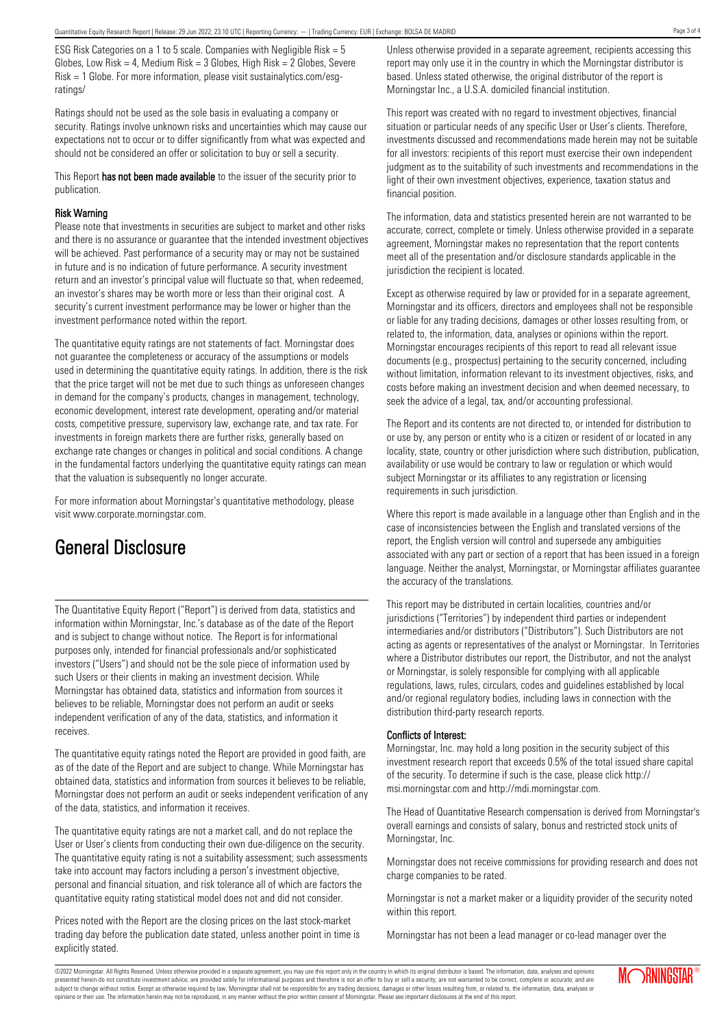ESG Risk Categories on a 1 to 5 scale. Companies with Negligible Risk = 5 Globes, Low Risk = 4, Medium Risk = 3 Globes, High Risk = 2 Globes, Severe Risk = 1 Globe. For more information, please visit sustainalytics.com/esg-ratings/

Ratings should not be used as the sole basis in evaluating a company or security. Ratings involve unknown risks and uncertainties which may cause our expectations not to occur or to differ significantly from what was expected and should not be considered an offer or solicitation to buy or sell a security.

This Report **has not been made available** to the issuer of the security prior to publication.

**Risk Warning**

Please note that investments in securities are subject to market and other risks and there is no assurance or guarantee that the intended investment objectives will be achieved. Past performance of a security may or may not be sustained in future and is no indication of future performance. A security investment return and an investor's principal value will fluctuate so that, when redeemed, an investor's shares may be worth more or less than their original cost. A security's current investment performance may be lower or higher than the investment performance noted within the report.

The quantitative equity ratings are not statements of fact. Morningstar does not guarantee the completeness or accuracy of the assumptions or models used in determining the quantitative equity ratings. In addition, there is the risk that the price target will not be met due to such things as unforeseen changes in demand for the company's products, changes in management, technology, economic development, interest rate development, operating and/or material costs, competitive pressure, supervisory law, exchange rate, and tax rate. For investments in foreign markets there are further risks, generally based on exchange rate changes or changes in political and social conditions. A change in the fundamental factors underlying the quantitative equity ratings can mean that the valuation is subsequently no longer accurate.

For more information about Morningstar's quantitative methodology, please visit www.corporate.morningstar.com.

# General Disclosure

The Quantitative Equity Report ("Report") is derived from data, statistics and information within Morningstar, Inc.'s database as of the date of the Report and is subject to change without notice. The Report is for informational purposes only, intended for financial professionals and/or sophisticated investors ("Users") and should not be the sole piece of information used by such Users or their clients in making an investment decision. While Morningstar has obtained data, statistics and information from sources it believes to be reliable, Morningstar does not perform an audit or seeks independent verification of any of the data, statistics, and information it receives.

The quantitative equity ratings noted the Report are provided in good faith, are as of the date of the Report and are subject to change. While Morningstar has obtained data, statistics and information from sources it believes to be reliable, Morningstar does not perform an audit or seeks independent verification of any of the data, statistics, and information it receives.

The quantitative equity ratings are not a market call, and do not replace the User or User's clients from conducting their own due-diligence on the security. The quantitative equity rating is not a suitability assessment; such assessments take into account may factors including a person's investment objective, personal and financial situation, and risk tolerance all of which are factors the quantitative equity rating statistical model does not and did not consider.

Prices noted with the Report are the closing prices on the last stock-market trading day before the publication date stated, unless another point in time is explicitly stated.

Unless otherwise provided in a separate agreement, recipients accessing this report may only use it in the country in which the Morningstar distributor is based. Unless stated otherwise, the original distributor of the report is Morningstar Inc., a U.S.A. domiciled financial institution.

This report was created with no regard to investment objectives, financial situation or particular needs of any specific User or User's clients. Therefore, investments discussed and recommendations made herein may not be suitable for all investors: recipients of this report must exercise their own independent judgment as to the suitability of such investments and recommendations in the light of their own investment objectives, experience, taxation status and financial position.

The information, data and statistics presented herein are not warranted to be accurate, correct, complete or timely. Unless otherwise provided in a separate agreement, Morningstar makes no representation that the report contents meet all of the presentation and/or disclosure standards applicable in the jurisdiction the recipient is located.

Except as otherwise required by law or provided for in a separate agreement, Morningstar and its officers, directors and employees shall not be responsible or liable for any trading decisions, damages or other losses resulting from, or related to, the information, data, analyses or opinions within the report. Morningstar encourages recipients of this report to read all relevant issue documents (e.g., prospectus) pertaining to the security concerned, including without limitation, information relevant to its investment objectives, risks, and costs before making an investment decision and when deemed necessary, to seek the advice of a legal, tax, and/or accounting professional.

The Report and its contents are not directed to, or intended for distribution to or use by, any person or entity who is a citizen or resident of or located in any locality, state, country or other jurisdiction where such distribution, publication, availability or use would be contrary to law or regulation or which would subject Morningstar or its affiliates to any registration or licensing requirements in such jurisdiction.

Where this report is made available in a language other than English and in the case of inconsistencies between the English and translated versions of the report, the English version will control and supersede any ambiguities associated with any part or section of a report that has been issued in a foreign language. Neither the analyst, Morningstar, or Morningstar affiliates guarantee the accuracy of the translations.

This report may be distributed in certain localities, countries and/or jurisdictions ("Territories") by independent third parties or independent intermediaries and/or distributors ("Distributors"). Such Distributors are not acting as agents or representatives of the analyst or Morningstar. In Territories where a Distributor distributes our report, the Distributor, and not the analyst or Morningstar, is solely responsible for complying with all applicable regulations, laws, rules, circulars, codes and guidelines established by local and/or regional regulatory bodies, including laws in connection with the distribution third-party research reports.

**Conflicts of Interest:**

Morningstar, Inc. may hold a long position in the security subject of this investment research report that exceeds 0.5% of the total issued share capital of the security. To determine if such is the case, please click http://msi.morningstar.com and http://mdi.morningstar.com.

The Head of Quantitative Research compensation is derived from Morningstar's overall earnings and consists of salary, bonus and restricted stock units of Morningstar, Inc.

Morningstar does not receive commissions for providing research and does not charge companies to be rated.

Morningstar is not a market maker or a liquidity provider of the security noted within this report.

Morningstar has not been a lead manager or co-lead manager over the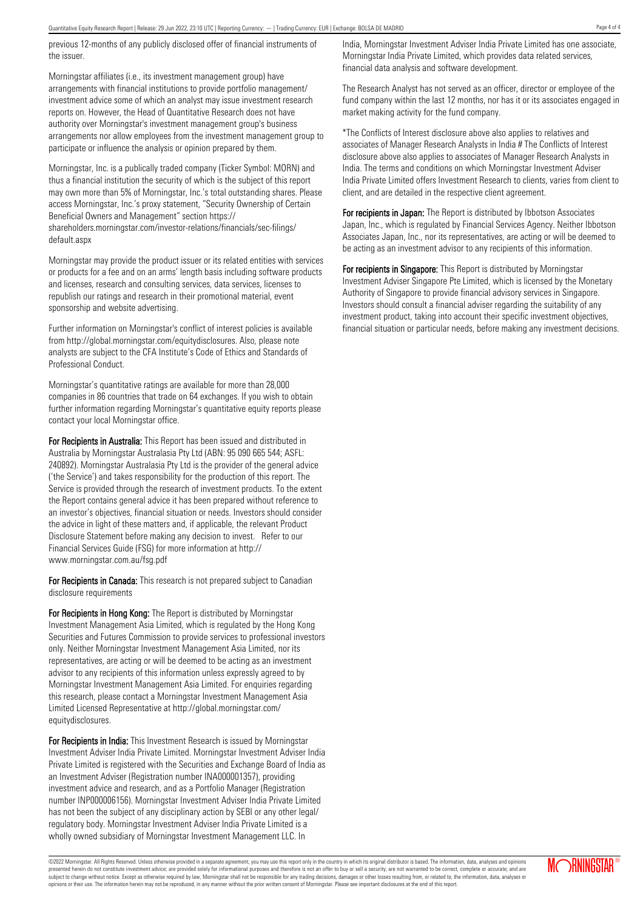previous 12-months of any publicly disclosed offer of financial instruments of the issuer.

Morningstar affiliates (i.e., its investment management group) have arrangements with financial institutions to provide portfolio management/investment advice some of which an analyst may issue investment research reports on. However, the Head of Quantitative Research does not have authority over Morningstar's investment management group's business arrangements nor allow employees from the investment management group to participate or influence the analysis or opinion prepared by them.

Morningstar, Inc. is a publically traded company (Ticker Symbol: MORN) and thus a financial institution the security of which is the subject of this report may own more than 5% of Morningstar, Inc.'s total outstanding shares. Please access Morningstar, Inc.'s proxy statement, "Security Ownership of Certain Beneficial Owners and Management" section https://shareholders.morningstar.com/investor-relations/financials/sec-filings/default.aspx

Morningstar may provide the product issuer or its related entities with services or products for a fee and on an arms' length basis including software products and licenses, research and consulting services, data services, licenses to republish our ratings and research in their promotional material, event sponsorship and website advertising.

Further information on Morningstar's conflict of interest policies is available from http://global.morningstar.com/equitydisclosures. Also, please note analysts are subject to the CFA Institute's Code of Ethics and Standards of Professional Conduct.

Morningstar's quantitative ratings are available for more than 28,000 companies in 86 countries that trade on 64 exchanges. If you wish to obtain further information regarding Morningstar's quantitative equity reports please contact your local Morningstar office.

**For Recipients in Australia:** This Report has been issued and distributed in Australia by Morningstar Australasia Pty Ltd (ABN: 95 090 665 544; ASFL: 240892). Morningstar Australasia Pty Ltd is the provider of the general advice ('the Service') and takes responsibility for the production of this report. The Service is provided through the research of investment products. To the extent the Report contains general advice it has been prepared without reference to an investor's objectives, financial situation or needs. Investors should consider the advice in light of these matters and, if applicable, the relevant Product Disclosure Statement before making any decision to invest. Refer to our Financial Services Guide (FSG) for more information at http://www.morningstar.com.au/fsg.pdf

**For Recipients in Canada:** This research is not prepared subject to Canadian disclosure requirements

**For Recipients in Hong Kong:** The Report is distributed by Morningstar Investment Management Asia Limited, which is regulated by the Hong Kong Securities and Futures Commission to provide services to professional investors only. Neither Morningstar Investment Management Asia Limited, nor its representatives, are acting or will be deemed to be acting as an investment advisor to any recipients of this information unless expressly agreed to by Morningstar Investment Management Asia Limited. For enquiries regarding this research, please contact a Morningstar Investment Management Asia Limited Licensed Representative at http://global.morningstar.com/equitydisclosures.

**For Recipients in India:** This Investment Research is issued by Morningstar Investment Adviser India Private Limited. Morningstar Investment Adviser India Private Limited is registered with the Securities and Exchange Board of India as an Investment Adviser (Registration number INA000001357), providing investment advice and research, and as a Portfolio Manager (Registration number INP000006156). Morningstar Investment Adviser India Private Limited has not been the subject of any disciplinary action by SEBI or any other legal/regulatory body. Morningstar Investment Adviser India Private Limited is a wholly owned subsidiary of Morningstar Investment Management LLC. In India, Morningstar Investment Adviser India Private Limited has one associate, Morningstar India Private Limited, which provides data related services, financial data analysis and software development.

The Research Analyst has not served as an officer, director or employee of the fund company within the last 12 months, nor has it or its associates engaged in market making activity for the fund company.

*The Conflicts of Interest disclosure above also applies to relatives and associates of Manager Research Analysts in India # The Conflicts of Interest disclosure above also applies to associates of Manager Research Analysts in India. The terms and conditions on which Morningstar Investment Adviser India Private Limited offers Investment Research to clients, varies from client to client, and are detailed in the respective client agreement.

**For recipients in Japan:** The Report is distributed by Ibbotson Associates Japan, Inc., which is regulated by Financial Services Agency. Neither Ibbotson Associates Japan, Inc., nor its representatives, are acting or will be deemed to be acting as an investment advisor to any recipients of this information.

**For recipients in Singapore:** This Report is distributed by Morningstar Investment Adviser Singapore Pte Limited, which is licensed by the Monetary Authority of Singapore to provide financial advisory services in Singapore. Investors should consult a financial adviser regarding the suitability of any investment product, taking into account their specific investment objectives, financial situation or particular needs, before making any investment decisions.